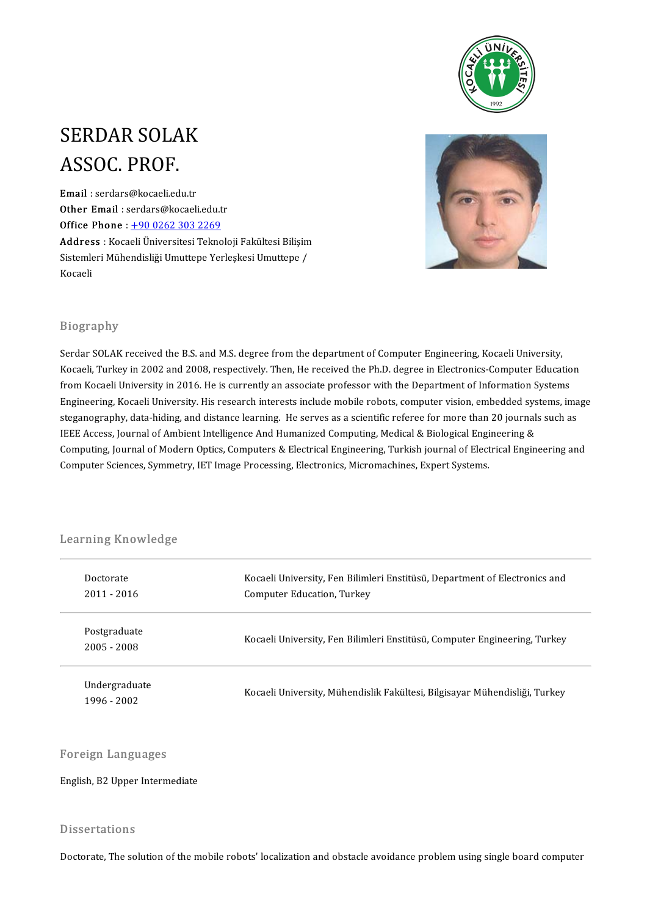# SERDAR SOLAK
# ASSOC. PROF.

**Email** : serdars@kocaeli.edu.tr
**Other Email** : serdars@kocaeli.edu.tr
**Office Phone** : +90 0262 303 2269
**Address** : Kocaeli Üniversitesi Teknoloji Fakültesi Bilişim Sistemleri Mühendisliği Umuttepe Yerleşkesi Umuttepe / Kocaeli

## Biography

Serdar SOLAK received the B.S. and M.S. degree from the department of Computer Engineering, Kocaeli University, Kocaeli, Turkey in 2002 and 2008, respectively. Then, He received the Ph.D. degree in Electronics-Computer Education from Kocaeli University in 2016. He is currently an associate professor with the Department of Information Systems Engineering, Kocaeli University. His research interests include mobile robots, computer vision, embedded systems, image steganography, data-hiding, and distance learning. He serves as a scientific referee for more than 20 journals such as IEEE Access, Journal of Ambient Intelligence And Humanized Computing, Medical & Biological Engineering & Computing, Journal of Modern Optics, Computers & Electrical Engineering, Turkish journal of Electrical Engineering and Computer Sciences, Symmetry, IET Image Processing, Electronics, Micromachines, Expert Systems.

## Learning Knowledge

| | |
|---|---|
| Doctorate<br>2011 - 2016 | Kocaeli University, Fen Bilimleri Enstitüsü, Department of Electronics and Computer Education, Turkey |
| Postgraduate<br>2005 - 2008 | Kocaeli University, Fen Bilimleri Enstitüsü, Computer Engineering, Turkey |
| Undergraduate<br>1996 - 2002 | Kocaeli University, Mühendislik Fakültesi, Bilgisayar Mühendisliği, Turkey |

## Foreign Languages

English, B2 Upper Intermediate

## Dissertations

Doctorate, The solution of the mobile robots' localization and obstacle avoidance problem using single board computer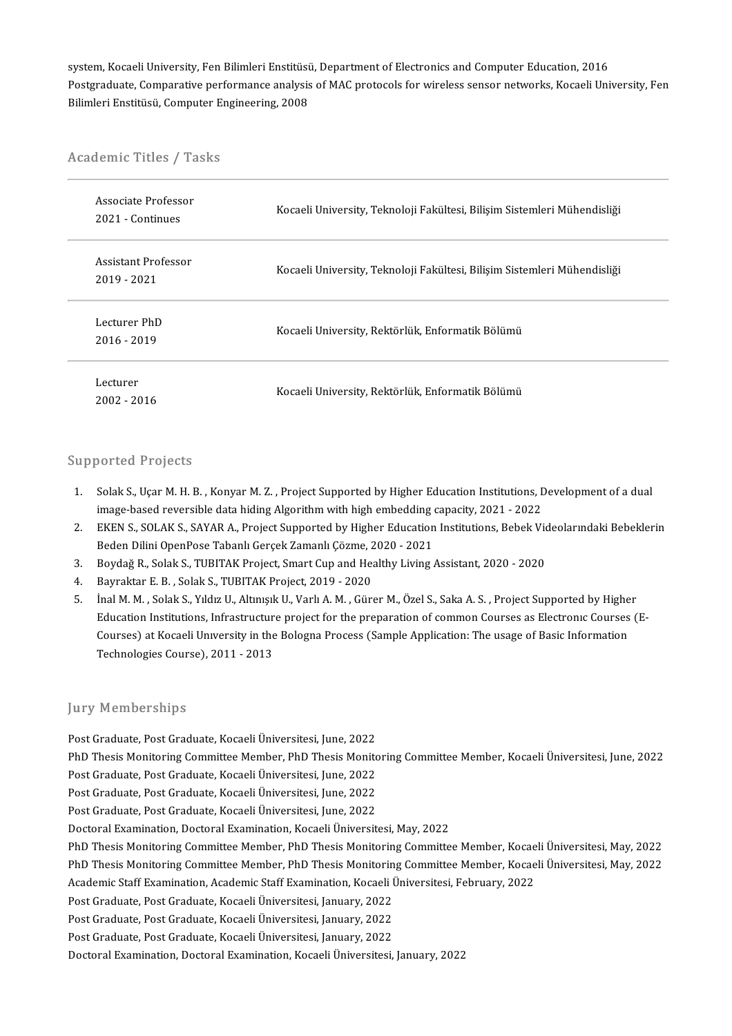system, Kocaeli University, Fen Bilimleri Enstitüsü, Department of Electronics and Computer Education, 2016
Postgraduate, Comparative performance analysis of MAC protocols for wireless sensor networks, Kocaeli University, Fen Bilimleri Enstitüsü, Computer Engineering, 2008

## Academic Titles / Tasks

| | |
|---|---|
| Associate Professor<br>2021 - Continues | Kocaeli University, Teknoloji Fakültesi, Bilişim Sistemleri Mühendisliği |
| Assistant Professor<br>2019 - 2021 | Kocaeli University, Teknoloji Fakültesi, Bilişim Sistemleri Mühendisliği |
| Lecturer PhD<br>2016 - 2019 | Kocaeli University, Rektörlük, Enformatik Bölümü |
| Lecturer<br>2002 - 2016 | Kocaeli University, Rektörlük, Enformatik Bölümü |

## Supported Projects

1. Solak S., Uçar M. H. B. , Konyar M. Z. , Project Supported by Higher Education Institutions, Development of a dual image-based reversible data hiding Algorithm with high embedding capacity, 2021 - 2022
2. EKEN S., SOLAK S., SAYAR A., Project Supported by Higher Education Institutions, Bebek Videolarındaki Bebeklerin Beden Dilini OpenPose Tabanlı Gerçek Zamanlı Çözme, 2020 - 2021
3. Boydağ R., Solak S., TUBITAK Project, Smart Cup and Healthy Living Assistant, 2020 - 2020
4. Bayraktar E. B. , Solak S., TUBITAK Project, 2019 - 2020
5. İnal M. M. , Solak S., Yıldız U., Altınışık U., Varlı A. M. , Gürer M., Özel S., Saka A. S. , Project Supported by Higher Education Institutions, Infrastructure project for the preparation of common Courses as Electronıc Courses (E-Courses) at Kocaeli Unıversity in the Bologna Process (Sample Application: The usage of Basic Information Technologies Course), 2011 - 2013

## Jury Memberships

Post Graduate, Post Graduate, Kocaeli Üniversitesi, June, 2022
PhD Thesis Monitoring Committee Member, PhD Thesis Monitoring Committee Member, Kocaeli Üniversitesi, June, 2022
Post Graduate, Post Graduate, Kocaeli Üniversitesi, June, 2022
Post Graduate, Post Graduate, Kocaeli Üniversitesi, June, 2022
Post Graduate, Post Graduate, Kocaeli Üniversitesi, June, 2022
Doctoral Examination, Doctoral Examination, Kocaeli Üniversitesi, May, 2022
PhD Thesis Monitoring Committee Member, PhD Thesis Monitoring Committee Member, Kocaeli Üniversitesi, May, 2022
PhD Thesis Monitoring Committee Member, PhD Thesis Monitoring Committee Member, Kocaeli Üniversitesi, May, 2022
Academic Staff Examination, Academic Staff Examination, Kocaeli Üniversitesi, February, 2022
Post Graduate, Post Graduate, Kocaeli Üniversitesi, January, 2022
Post Graduate, Post Graduate, Kocaeli Üniversitesi, January, 2022
Post Graduate, Post Graduate, Kocaeli Üniversitesi, January, 2022
Doctoral Examination, Doctoral Examination, Kocaeli Üniversitesi, January, 2022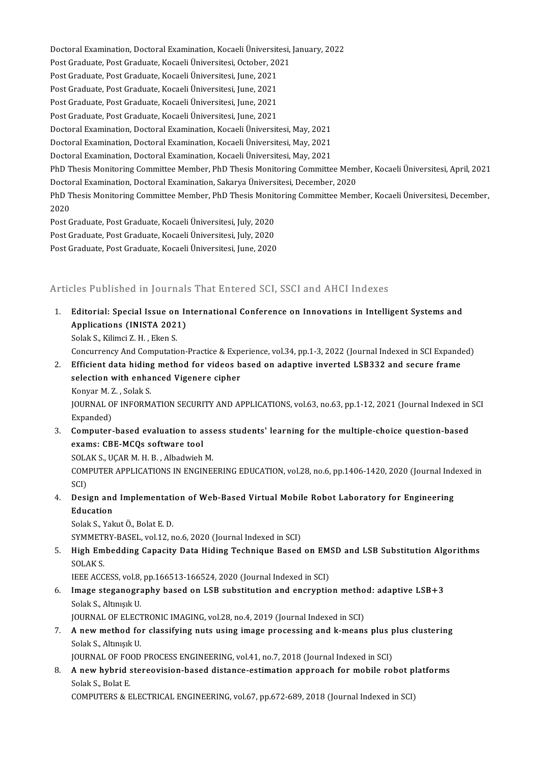Doctoral Examination, Doctoral Examination, Kocaeli Üniversitesi, January, 2022
Post Graduate, Post Graduate, Kocaeli Üniversitesi, October, 2021
Post Graduate, Post Graduate, Kocaeli Üniversitesi, June, 2021
Post Graduate, Post Graduate, Kocaeli Üniversitesi, June, 2021
Post Graduate, Post Graduate, Kocaeli Üniversitesi, June, 2021
Post Graduate, Post Graduate, Kocaeli Üniversitesi, June, 2021
Doctoral Examination, Doctoral Examination, Kocaeli Üniversitesi, May, 2021
Doctoral Examination, Doctoral Examination, Kocaeli Üniversitesi, May, 2021
Doctoral Examination, Doctoral Examination, Kocaeli Üniversitesi, May, 2021
PhD Thesis Monitoring Committee Member, PhD Thesis Monitoring Committee Member, Kocaeli Üniversitesi, April, 2021
Doctoral Examination, Doctoral Examination, Sakarya Üniversitesi, December, 2020
PhD Thesis Monitoring Committee Member, PhD Thesis Monitoring Committee Member, Kocaeli Üniversitesi, December, 2020
Post Graduate, Post Graduate, Kocaeli Üniversitesi, July, 2020
Post Graduate, Post Graduate, Kocaeli Üniversitesi, July, 2020
Post Graduate, Post Graduate, Kocaeli Üniversitesi, June, 2020

## Articles Published in Journals That Entered SCI, SSCI and AHCI Indexes

1. **Editorial: Special Issue on International Conference on Innovations in Intelligent Systems and Applications (INISTA 2021)**
   Solak S., Kilimci Z. H. , Eken S.
   Concurrency And Computation-Practice & Experience, vol.34, pp.1-3, 2022 (Journal Indexed in SCI Expanded)
2. **Efficient data hiding method for videos based on adaptive inverted LSB332 and secure frame selection with enhanced Vigenere cipher**
   Konyar M. Z. , Solak S.
   JOURNAL OF INFORMATION SECURITY AND APPLICATIONS, vol.63, no.63, pp.1-12, 2021 (Journal Indexed in SCI Expanded)
3. **Computer-based evaluation to assess students' learning for the multiple-choice question-based exams: CBE-MCQs software tool**
   SOLAK S., UÇAR M. H. B. , Albadwieh M.
   COMPUTER APPLICATIONS IN ENGINEERING EDUCATION, vol.28, no.6, pp.1406-1420, 2020 (Journal Indexed in SCI)
4. **Design and Implementation of Web-Based Virtual Mobile Robot Laboratory for Engineering Education**
   Solak S., Yakut Ö., Bolat E. D.
   SYMMETRY-BASEL, vol.12, no.6, 2020 (Journal Indexed in SCI)
5. **High Embedding Capacity Data Hiding Technique Based on EMSD and LSB Substitution Algorithms**
   SOLAK S.
   IEEE ACCESS, vol.8, pp.166513-166524, 2020 (Journal Indexed in SCI)
6. **Image steganography based on LSB substitution and encryption method: adaptive LSB+3**
   Solak S., Altınışık U.
   JOURNAL OF ELECTRONIC IMAGING, vol.28, no.4, 2019 (Journal Indexed in SCI)
7. **A new method for classifying nuts using image processing and k-means plus plus clustering**
   Solak S., Altınışık U.
   JOURNAL OF FOOD PROCESS ENGINEERING, vol.41, no.7, 2018 (Journal Indexed in SCI)
8. **A new hybrid stereovision-based distance-estimation approach for mobile robot platforms**
   Solak S., Bolat E.
   COMPUTERS & ELECTRICAL ENGINEERING, vol.67, pp.672-689, 2018 (Journal Indexed in SCI)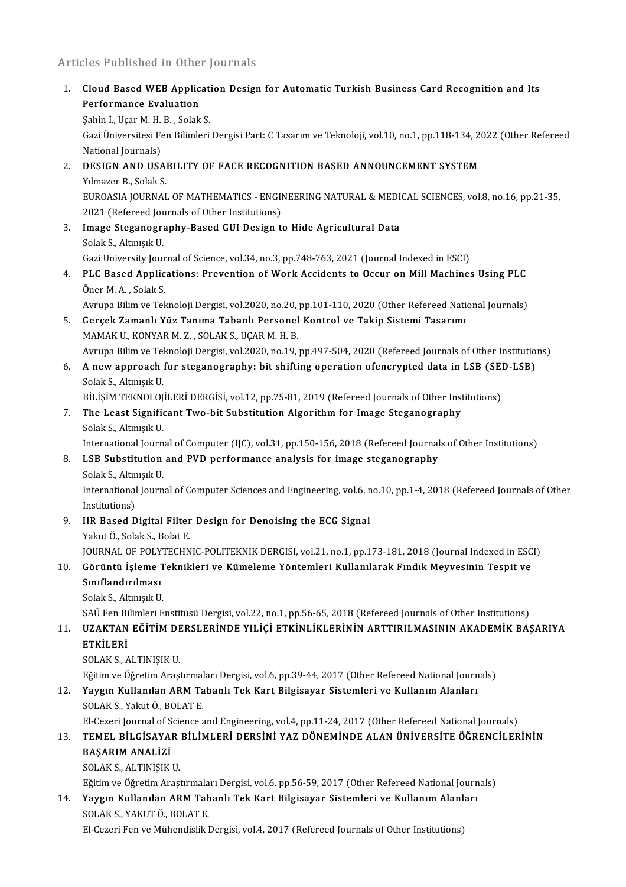## Articles Published in Other Journals

1. **Cloud Based WEB Application Design for Automatic Turkish Business Card Recognition and Its Performance Evaluation**
   Şahin İ., Uçar M. H. B. , Solak S.
   Gazi Üniversitesi Fen Bilimleri Dergisi Part: C Tasarım ve Teknoloji, vol.10, no.1, pp.118-134, 2022 (Other Refereed National Journals)
2. **DESIGN AND USABILITY OF FACE RECOGNITION BASED ANNOUNCEMENT SYSTEM**
   Yılmazer B., Solak S.
   EUROASIA JOURNAL OF MATHEMATICS - ENGINEERING NATURAL & MEDICAL SCIENCES, vol.8, no.16, pp.21-35, 2021 (Refereed Journals of Other Institutions)
3. **Image Steganography-Based GUI Design to Hide Agricultural Data**
   Solak S., Altınışık U.
   Gazi University Journal of Science, vol.34, no.3, pp.748-763, 2021 (Journal Indexed in ESCI)
4. **PLC Based Applications: Prevention of Work Accidents to Occur on Mill Machines Using PLC**
   Öner M. A. , Solak S.
   Avrupa Bilim ve Teknoloji Dergisi, vol.2020, no.20, pp.101-110, 2020 (Other Refereed National Journals)
5. **Gerçek Zamanlı Yüz Tanıma Tabanlı Personel Kontrol ve Takip Sistemi Tasarımı**
   MAMAK U., KONYAR M. Z. , SOLAK S., UÇAR M. H. B.
   Avrupa Bilim ve Teknoloji Dergisi, vol.2020, no.19, pp.497-504, 2020 (Refereed Journals of Other Institutions)
6. **A new approach for steganography: bit shifting operation ofencrypted data in LSB (SED-LSB)**
   Solak S., Altınışık U.
   BİLİŞİM TEKNOLOJİLERİ DERGİSİ, vol.12, pp.75-81, 2019 (Refereed Journals of Other Institutions)
7. **The Least Significant Two-bit Substitution Algorithm for Image Steganography**
   Solak S., Altınışık U.
   International Journal of Computer (IJC), vol.31, pp.150-156, 2018 (Refereed Journals of Other Institutions)
8. **LSB Substitution and PVD performance analysis for image steganography**
   Solak S., Altınışık U.
   International Journal of Computer Sciences and Engineering, vol.6, no.10, pp.1-4, 2018 (Refereed Journals of Other Institutions)
9. **IIR Based Digital Filter Design for Denoising the ECG Signal**
   Yakut Ö., Solak S., Bolat E.
   JOURNAL OF POLYTECHNIC-POLITEKNIK DERGISI, vol.21, no.1, pp.173-181, 2018 (Journal Indexed in ESCI)
10. **Görüntü İşleme Teknikleri ve Kümeleme Yöntemleri Kullanılarak Fındık Meyvesinin Tespit ve Sınıflandırılması**
    Solak S., Altınışık U.
    SAÜ Fen Bilimleri Enstitüsü Dergisi, vol.22, no.1, pp.56-65, 2018 (Refereed Journals of Other Institutions)
11. **UZAKTAN EĞİTİM DERSLERİNDE YILİÇİ ETKİNLİKLERİNİN ARTTIRILMASININ AKADEMİK BAŞARIYA ETKİLERİ**
    SOLAK S., ALTINIŞIK U.
    Eğitim ve Öğretim Araştırmaları Dergisi, vol.6, pp.39-44, 2017 (Other Refereed National Journals)
12. **Yaygın Kullanılan ARM Tabanlı Tek Kart Bilgisayar Sistemleri ve Kullanım Alanları**
    SOLAK S., Yakut Ö., BOLAT E.
    El-Cezeri Journal of Science and Engineering, vol.4, pp.11-24, 2017 (Other Refereed National Journals)
13. **TEMEL BİLGİSAYAR BİLİMLERİ DERSİNİ YAZ DÖNEMİNDE ALAN ÜNİVERSİTE ÖĞRENCİLERİNİN BAŞARIM ANALİZİ**
    SOLAK S., ALTINIŞIK U.
    Eğitim ve Öğretim Araştırmaları Dergisi, vol.6, pp.56-59, 2017 (Other Refereed National Journals)
14. **Yaygın Kullanılan ARM Tabanlı Tek Kart Bilgisayar Sistemleri ve Kullanım Alanları**
    SOLAK S., YAKUT Ö., BOLAT E.
    El-Cezeri Fen ve Mühendislik Dergisi, vol.4, 2017 (Refereed Journals of Other Institutions)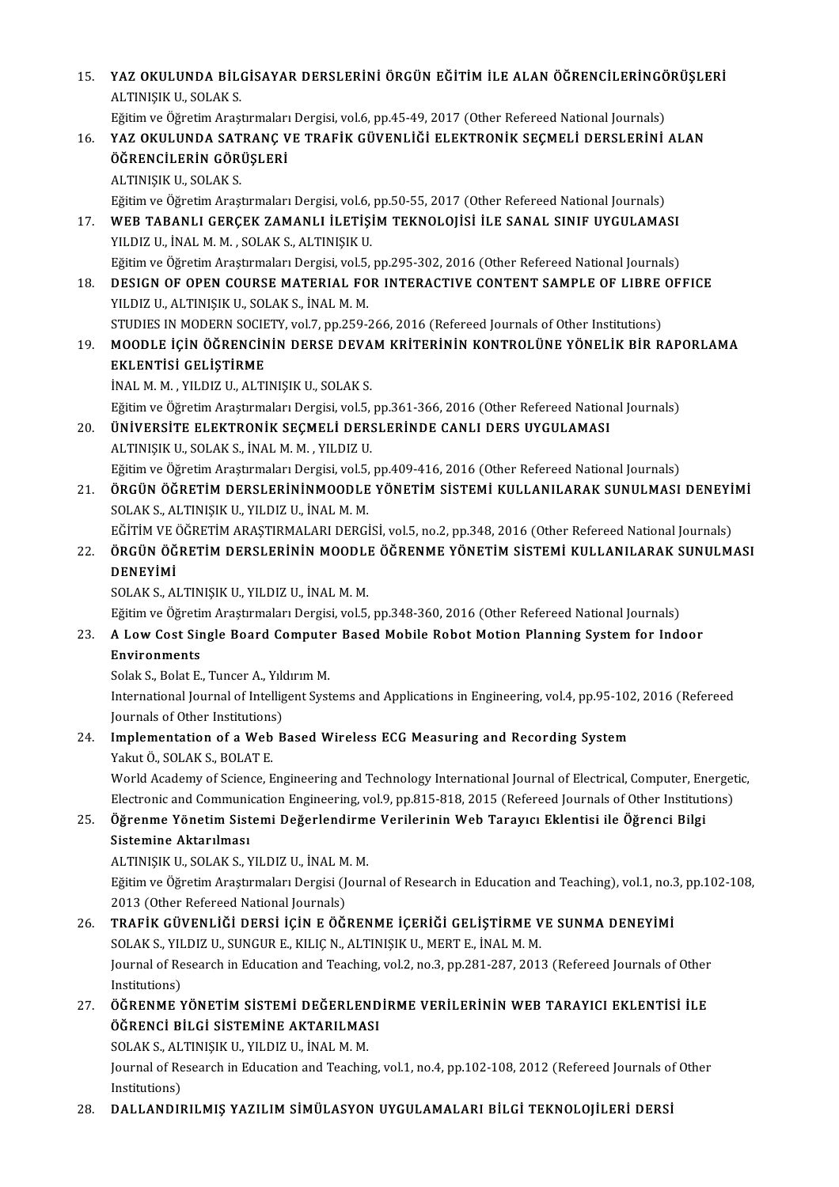15. **YAZ OKULUNDA BİLGİSAYAR DERSLERİNİ ÖRGÜN EĞİTİM İLE ALAN ÖĞRENCİLERİNGÖRÜŞLERİ**
    ALTINIŞIK U., SOLAK S.
    Eğitim ve Öğretim Araştırmaları Dergisi, vol.6, pp.45-49, 2017 (Other Refereed National Journals)
16. **YAZ OKULUNDA SATRANÇ VE TRAFİK GÜVENLİĞİ ELEKTRONİK SEÇMELİ DERSLERİNİ ALAN ÖĞRENCİLERİN GÖRÜŞLERİ**
    ALTINIŞIK U., SOLAK S.
    Eğitim ve Öğretim Araştırmaları Dergisi, vol.6, pp.50-55, 2017 (Other Refereed National Journals)
17. **WEB TABANLI GERÇEK ZAMANLI İLETİŞİM TEKNOLOJİSİ İLE SANAL SINIF UYGULAMASI**
    YILDIZ U., İNAL M. M. , SOLAK S., ALTINIŞIK U.
    Eğitim ve Öğretim Araştırmaları Dergisi, vol.5, pp.295-302, 2016 (Other Refereed National Journals)
18. **DESIGN OF OPEN COURSE MATERIAL FOR INTERACTIVE CONTENT SAMPLE OF LIBRE OFFICE**
    YILDIZ U., ALTINIŞIK U., SOLAK S., İNAL M. M.
    STUDIES IN MODERN SOCIETY, vol.7, pp.259-266, 2016 (Refereed Journals of Other Institutions)
19. **MOODLE İÇİN ÖĞRENCİNİN DERSE DEVAM KRİTERİNİN KONTROLÜNE YÖNELİK BİR RAPORLAMA EKLENTİSİ GELİŞTİRME**
    İNAL M. M. , YILDIZ U., ALTINIŞIK U., SOLAK S.
    Eğitim ve Öğretim Araştırmaları Dergisi, vol.5, pp.361-366, 2016 (Other Refereed National Journals)
20. **ÜNİVERSİTE ELEKTRONİK SEÇMELİ DERSLERİNDE CANLI DERS UYGULAMASI**
    ALTINIŞIK U., SOLAK S., İNAL M. M. , YILDIZ U.
    Eğitim ve Öğretim Araştırmaları Dergisi, vol.5, pp.409-416, 2016 (Other Refereed National Journals)
21. **ÖRGÜN ÖĞRETİM DERSLERİNİNMOODLE YÖNETİM SİSTEMİ KULLANILARAK SUNULMASI DENEYİMİ**
    SOLAK S., ALTINIŞIK U., YILDIZ U., İNAL M. M.
    EĞİTİM VE ÖĞRETİM ARAŞTIRMALARI DERGİSİ, vol.5, no.2, pp.348, 2016 (Other Refereed National Journals)
22. **ÖRGÜN ÖĞRETİM DERSLERİNİN MOODLE ÖĞRENME YÖNETİM SİSTEMİ KULLANILARAK SUNULMASI DENEYİMİ**
    SOLAK S., ALTINIŞIK U., YILDIZ U., İNAL M. M.
    Eğitim ve Öğretim Araştırmaları Dergisi, vol.5, pp.348-360, 2016 (Other Refereed National Journals)
23. **A Low Cost Single Board Computer Based Mobile Robot Motion Planning System for Indoor Environments**
    Solak S., Bolat E., Tuncer A., Yıldırım M.
    International Journal of Intelligent Systems and Applications in Engineering, vol.4, pp.95-102, 2016 (Refereed Journals of Other Institutions)
24. **Implementation of a Web Based Wireless ECG Measuring and Recording System**
    Yakut Ö., SOLAK S., BOLAT E.
    World Academy of Science, Engineering and Technology International Journal of Electrical, Computer, Energetic, Electronic and Communication Engineering, vol.9, pp.815-818, 2015 (Refereed Journals of Other Institutions)
25. **Öğrenme Yönetim Sistemi Değerlendirme Verilerinin Web Tarayıcı Eklentisi ile Öğrenci Bilgi Sistemine Aktarılması**
    ALTINIŞIK U., SOLAK S., YILDIZ U., İNAL M. M.
    Eğitim ve Öğretim Araştırmaları Dergisi (Journal of Research in Education and Teaching), vol.1, no.3, pp.102-108, 2013 (Other Refereed National Journals)
26. **TRAFİK GÜVENLİĞİ DERSİ İÇİN E ÖĞRENME İÇERİĞİ GELİŞTİRME VE SUNMA DENEYİMİ**
    SOLAK S., YILDIZ U., SUNGUR E., KILIÇ N., ALTINIŞIK U., MERT E., İNAL M. M.
    Journal of Research in Education and Teaching, vol.2, no.3, pp.281-287, 2013 (Refereed Journals of Other Institutions)
27. **ÖĞRENME YÖNETİM SİSTEMİ DEĞERLENDİRME VERİLERİNİN WEB TARAYICI EKLENTİSİ İLE ÖĞRENCİ BİLGİ SİSTEMİNE AKTARILMASI**
    SOLAK S., ALTINIŞIK U., YILDIZ U., İNAL M. M.
    Journal of Research in Education and Teaching, vol.1, no.4, pp.102-108, 2012 (Refereed Journals of Other Institutions)
28. **DALLANDIRILMIŞ YAZILIM SİMÜLASYON UYGULAMALARI BİLGİ TEKNOLOJİLERİ DERSİ**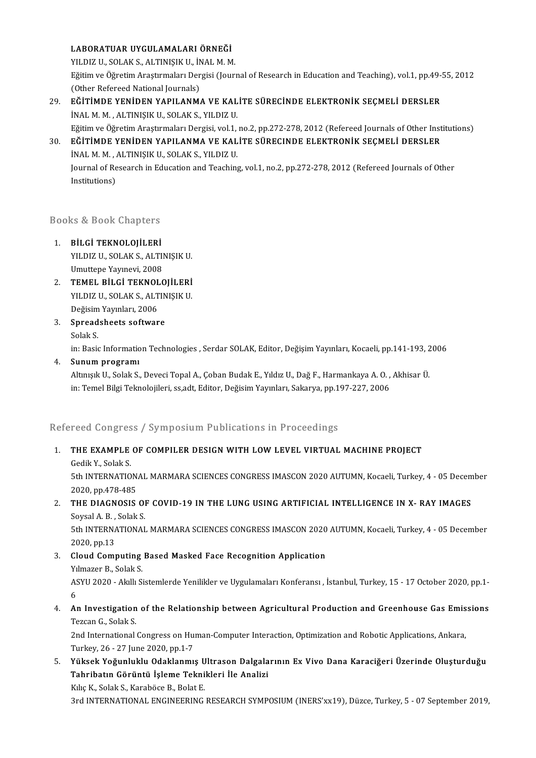LABORATUAR UYGULAMALARI ÖRNEĞİ
YILDIZ U., SOLAK S., ALTINIŞIK U., İNAL M. M.
Eğitim ve Öğretim Araştırmaları Dergisi (Journal of Research in Education and Teaching), vol.1, pp.49-55, 2012 (Other Refereed National Journals)

29. EĞİTİMDE YENİDEN YAPILANMA VE KALİTE SÜRECİNDE ELEKTRONİK SEÇMELİ DERSLER
İNAL M. M. , ALTINIŞIK U., SOLAK S., YILDIZ U.
Eğitim ve Öğretim Araştırmaları Dergisi, vol.1, no.2, pp.272-278, 2012 (Refereed Journals of Other Institutions)

30. EĞİTİMDE YENİDEN YAPILANMA VE KALİTE SÜRECINDE ELEKTRONİK SEÇMELİ DERSLER
İNAL M. M. , ALTINIŞIK U., SOLAK S., YILDIZ U.
Journal of Research in Education and Teaching, vol.1, no.2, pp.272-278, 2012 (Refereed Journals of Other Institutions)

## Books & Book Chapters

1. BİLGİ TEKNOLOJİLERİ
YILDIZ U., SOLAK S., ALTINIŞIK U.
Umuttepe Yayınevi, 2008

2. TEMEL BİLGİ TEKNOLOJİLERİ
YILDIZ U., SOLAK S., ALTINIŞIK U.
Değisim Yayınları, 2006

3. Spreadsheets software
Solak S.
in: Basic Information Technologies , Serdar SOLAK, Editor, Değişim Yayınları, Kocaeli, pp.141-193, 2006

4. Sunum programı
Altınışık U., Solak S., Deveci Topal A., Çoban Budak E., Yıldız U., Dağ F., Harmankaya A. O. , Akhisar Ü.
in: Temel Bilgi Teknolojileri, ss,adt, Editor, Değisim Yayınları, Sakarya, pp.197-227, 2006

## Refereed Congress / Symposium Publications in Proceedings

1. THE EXAMPLE OF COMPILER DESIGN WITH LOW LEVEL VIRTUAL MACHINE PROJECT
Gedik Y., Solak S.
5th INTERNATIONAL MARMARA SCIENCES CONGRESS IMASCON 2020 AUTUMN, Kocaeli, Turkey, 4 - 05 December 2020, pp.478-485

2. THE DIAGNOSIS OF COVID-19 IN THE LUNG USING ARTIFICIAL INTELLIGENCE IN X- RAY IMAGES
Soysal A. B. , Solak S.
5th INTERNATIONAL MARMARA SCIENCES CONGRESS IMASCON 2020 AUTUMN, Kocaeli, Turkey, 4 - 05 December 2020, pp.13

3. Cloud Computing Based Masked Face Recognition Application
Yılmazer B., Solak S.
ASYU 2020 - Akıllı Sistemlerde Yenilikler ve Uygulamaları Konferansı , İstanbul, Turkey, 15 - 17 October 2020, pp.1-6

4. An Investigation of the Relationship between Agricultural Production and Greenhouse Gas Emissions
Tezcan G., Solak S.
2nd International Congress on Human-Computer Interaction, Optimization and Robotic Applications, Ankara, Turkey, 26 - 27 June 2020, pp.1-7

5. Yüksek Yoğunluklu Odaklanmış Ultrason Dalgalarının Ex Vivo Dana Karaciğeri Üzerinde Oluşturduğu Tahribatın Görüntü İşleme Teknikleri İle Analizi
Kılıç K., Solak S., Karaböce B., Bolat E.
3rd INTERNATIONAL ENGINEERING RESEARCH SYMPOSIUM (INERS'xx19), Düzce, Turkey, 5 - 07 September 2019,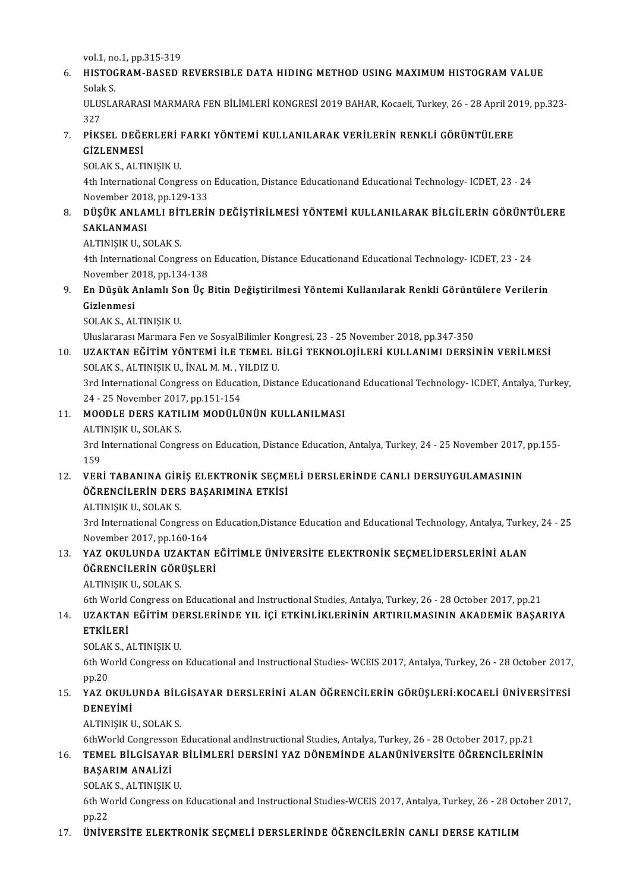vol.1, no.1, pp.315-319

6. **HISTOGRAM-BASED REVERSIBLE DATA HIDING METHOD USING MAXIMUM HISTOGRAM VALUE**
   Solak S.
   ULUSLARARASI MARMARA FEN BİLİMLERİ KONGRESİ 2019 BAHAR, Kocaeli, Turkey, 26 - 28 April 2019, pp.323-327
7. **PİKSEL DEĞERLERİ FARKI YÖNTEMİ KULLANILARAK VERİLERİN RENKLİ GÖRÜNTÜLERE GİZLENMESİ**
   SOLAK S., ALTINIŞIK U.
   4th International Congress on Education, Distance Educationand Educational Technology- ICDET, 23 - 24 November 2018, pp.129-133
8. **DÜŞÜK ANLAMLI BİTLERİN DEĞİŞTİRİLMESİ YÖNTEMİ KULLANILARAK BİLGİLERİN GÖRÜNTÜLERE SAKLANMASI**
   ALTINIŞIK U., SOLAK S.
   4th International Congress on Education, Distance Educationand Educational Technology- ICDET, 23 - 24 November 2018, pp.134-138
9. **En Düşük Anlamlı Son Üç Bitin Değiştirilmesi Yöntemi Kullanılarak Renkli Görüntülere Verilerin Gizlenmesi**
   SOLAK S., ALTINIŞIK U.
   Uluslararası Marmara Fen ve SosyalBilimler Kongresi, 23 - 25 November 2018, pp.347-350
10. **UZAKTAN EĞİTİM YÖNTEMİ İLE TEMEL BİLGİ TEKNOLOJİLERİ KULLANIMI DERSİNİN VERİLMESİ**
    SOLAK S., ALTINIŞIK U., İNAL M. M. , YILDIZ U.
    3rd International Congress on Education, Distance Educationand Educational Technology- ICDET, Antalya, Turkey, 24 - 25 November 2017, pp.151-154
11. **MOODLE DERS KATILIM MODÜLÜNÜN KULLANILMASI**
    ALTINIŞIK U., SOLAK S.
    3rd International Congress on Education, Distance Education, Antalya, Turkey, 24 - 25 November 2017, pp.155-159
12. **VERİ TABANINA GİRİŞ ELEKTRONİK SEÇMELİ DERSLERİNDE CANLI DERSUYGULAMASININ ÖĞRENCİLERİN DERS BAŞARIMINA ETKİSİ**
    ALTINIŞIK U., SOLAK S.
    3rd International Congress on Education,Distance Education and Educational Technology, Antalya, Turkey, 24 - 25 November 2017, pp.160-164
13. **YAZ OKULUNDA UZAKTAN EĞİTİMLE ÜNİVERSİTE ELEKTRONİK SEÇMELİDERSLERİNİ ALAN ÖĞRENCİLERİN GÖRÜŞLERİ**
    ALTINIŞIK U., SOLAK S.
    6th World Congress on Educational and Instructional Studies, Antalya, Turkey, 26 - 28 October 2017, pp.21
14. **UZAKTAN EĞİTİM DERSLERİNDE YIL İÇİ ETKİNLİKLERİNİN ARTIRILMASININ AKADEMİK BAŞARIYA ETKİLERİ**
    SOLAK S., ALTINIŞIK U.
    6th World Congress on Educational and Instructional Studies- WCEIS 2017, Antalya, Turkey, 26 - 28 October 2017, pp.20
15. **YAZ OKULUNDA BİLGİSAYAR DERSLERİNİ ALAN ÖĞRENCİLERİN GÖRÜŞLERİ:KOCAELİ ÜNİVERSİTESİ DENEYİMİ**
    ALTINIŞIK U., SOLAK S.
    6thWorld Congresson Educational andInstructional Studies, Antalya, Turkey, 26 - 28 October 2017, pp.21
16. **TEMEL BİLGİSAYAR BİLİMLERİ DERSİNİ YAZ DÖNEMİNDE ALANÜNİVERSİTE ÖĞRENCİLERİNİN BAŞARIM ANALİZİ**
    SOLAK S., ALTINIŞIK U.
    6th World Congress on Educational and Instructional Studies-WCEIS 2017, Antalya, Turkey, 26 - 28 October 2017, pp.22
17. **ÜNİVERSİTE ELEKTRONİK SEÇMELİ DERSLERİNDE ÖĞRENCİLERİN CANLI DERSE KATILIM**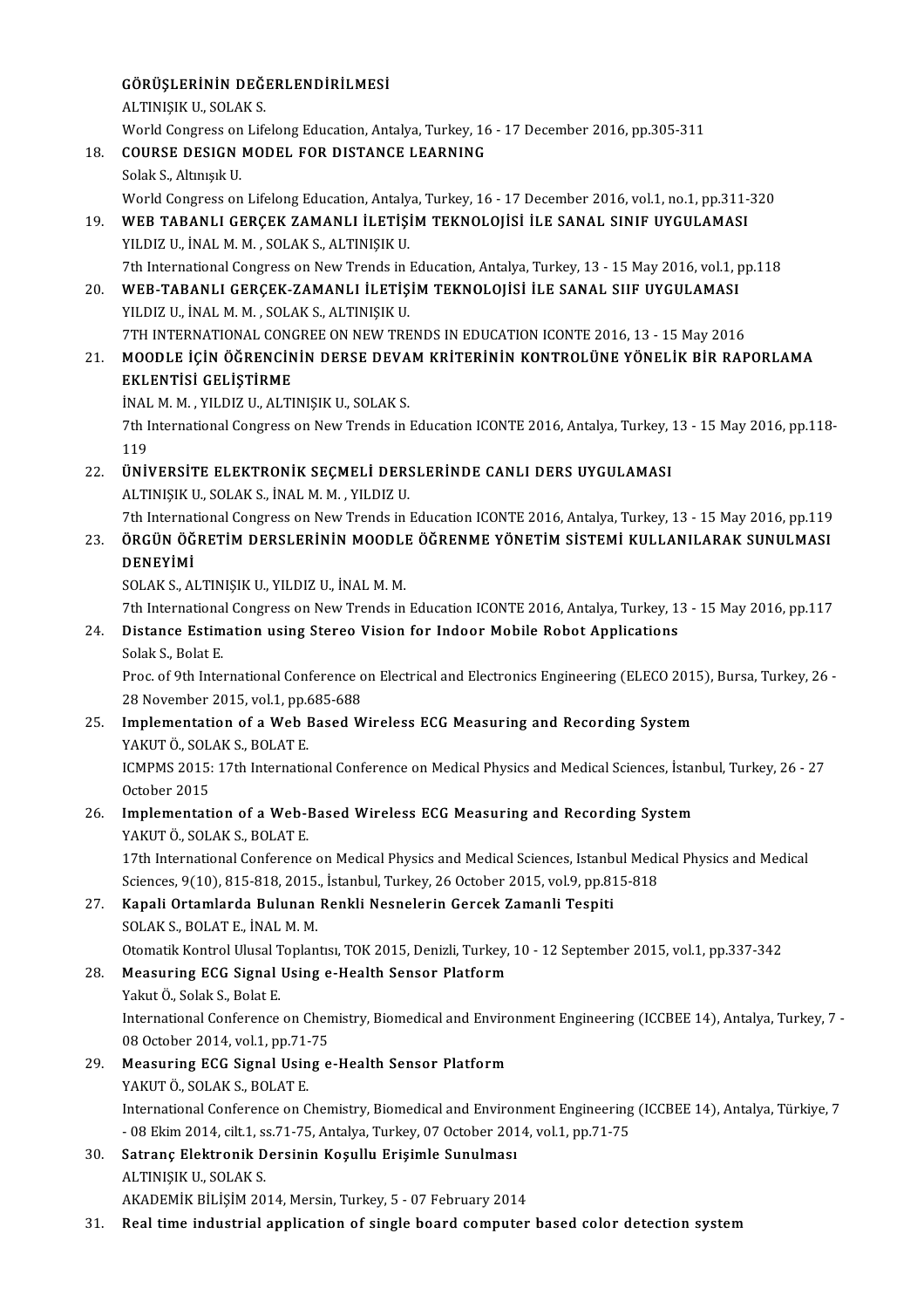GÖRÜŞLERİNİN DEĞERLENDİRİLMESİ
ALTINIŞIK U., SOLAK S.
World Congress on Lifelong Education, Antalya, Turkey, 16 - 17 December 2016, pp.305-311

18. **COURSE DESIGN MODEL FOR DISTANCE LEARNING**
Solak S., Altınışık U.
World Congress on Lifelong Education, Antalya, Turkey, 16 - 17 December 2016, vol.1, no.1, pp.311-320

19. **WEB TABANLI GERÇEK ZAMANLI İLETİŞİM TEKNOLOJİSİ İLE SANAL SINIF UYGULAMASI**
YILDIZ U., İNAL M. M. , SOLAK S., ALTINIŞIK U.
7th International Congress on New Trends in Education, Antalya, Turkey, 13 - 15 May 2016, vol.1, pp.118

20. **WEB-TABANLI GERÇEK-ZAMANLI İLETİŞİM TEKNOLOJİSİ İLE SANAL SIIF UYGULAMASI**
YILDIZ U., İNAL M. M. , SOLAK S., ALTINIŞIK U.
7TH INTERNATIONAL CONGREE ON NEW TRENDS IN EDUCATION ICONTE 2016, 13 - 15 May 2016

21. **MOODLE İÇİN ÖĞRENCİNİN DERSE DEVAM KRİTERİNİN KONTROLÜNE YÖNELİK BİR RAPORLAMA EKLENTİSİ GELİŞTİRME**
İNAL M. M. , YILDIZ U., ALTINIŞIK U., SOLAK S.
7th International Congress on New Trends in Education ICONTE 2016, Antalya, Turkey, 13 - 15 May 2016, pp.118-119

22. **ÜNİVERSİTE ELEKTRONİK SEÇMELİ DERSLERİNDE CANLI DERS UYGULAMASI**
ALTINIŞIK U., SOLAK S., İNAL M. M. , YILDIZ U.
7th International Congress on New Trends in Education ICONTE 2016, Antalya, Turkey, 13 - 15 May 2016, pp.119

23. **ÖRGÜN ÖĞRETİM DERSLERİNİN MOODLE ÖĞRENME YÖNETİM SİSTEMİ KULLANILARAK SUNULMASI DENEYİMİ**
SOLAK S., ALTINIŞIK U., YILDIZ U., İNAL M. M.
7th International Congress on New Trends in Education ICONTE 2016, Antalya, Turkey, 13 - 15 May 2016, pp.117

24. **Distance Estimation using Stereo Vision for Indoor Mobile Robot Applications**
Solak S., Bolat E.
Proc. of 9th International Conference on Electrical and Electronics Engineering (ELECO 2015), Bursa, Turkey, 26 - 28 November 2015, vol.1, pp.685-688

25. **Implementation of a Web Based Wireless ECG Measuring and Recording System**
YAKUT Ö., SOLAK S., BOLAT E.
ICMPMS 2015: 17th International Conference on Medical Physics and Medical Sciences, İstanbul, Turkey, 26 - 27 October 2015

26. **Implementation of a Web-Based Wireless ECG Measuring and Recording System**
YAKUT Ö., SOLAK S., BOLAT E.
17th International Conference on Medical Physics and Medical Sciences, Istanbul Medical Physics and Medical Sciences, 9(10), 815-818, 2015., İstanbul, Turkey, 26 October 2015, vol.9, pp.815-818

27. **Kapali Ortamlarda Bulunan Renkli Nesnelerin Gercek Zamanli Tespiti**
SOLAK S., BOLAT E., İNAL M. M.
Otomatik Kontrol Ulusal Toplantısı, TOK 2015, Denizli, Turkey, 10 - 12 September 2015, vol.1, pp.337-342

28. **Measuring ECG Signal Using e-Health Sensor Platform**
Yakut Ö., Solak S., Bolat E.
International Conference on Chemistry, Biomedical and Environment Engineering (ICCBEE 14), Antalya, Turkey, 7 - 08 October 2014, vol.1, pp.71-75

29. **Measuring ECG Signal Using e-Health Sensor Platform**
YAKUT Ö., SOLAK S., BOLAT E.
International Conference on Chemistry, Biomedical and Environment Engineering (ICCBEE 14), Antalya, Türkiye, 7 - 08 Ekim 2014, cilt.1, ss.71-75, Antalya, Turkey, 07 October 2014, vol.1, pp.71-75

30. **Satranç Elektronik Dersinin Koşullu Erişimle Sunulması**
ALTINIŞIK U., SOLAK S.
AKADEMİK BİLİŞİM 2014, Mersin, Turkey, 5 - 07 February 2014

31. **Real time industrial application of single board computer based color detection system**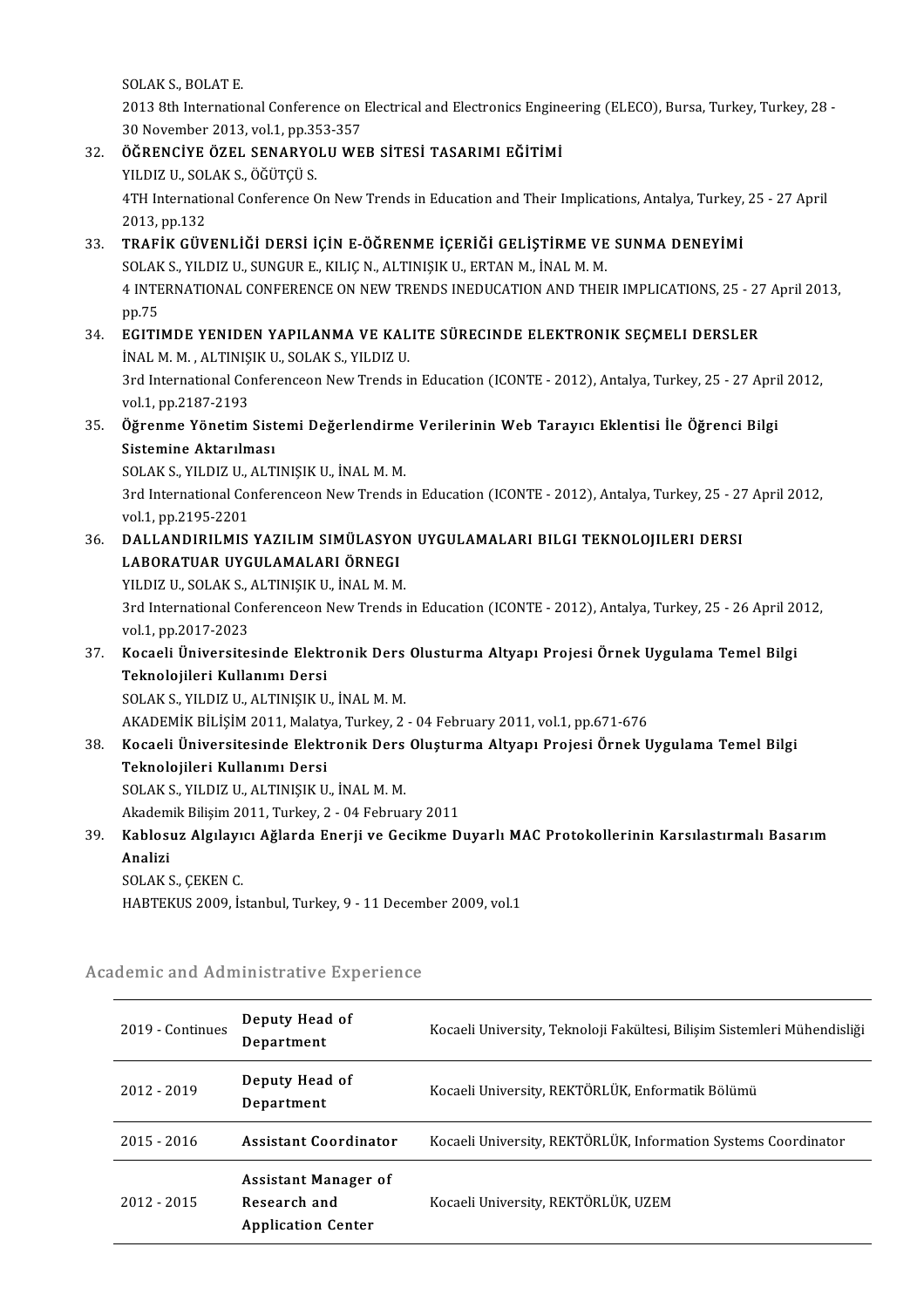SOLAK S., BOLAT E.

2013 8th International Conference on Electrical and Electronics Engineering (ELECO), Bursa, Turkey, Turkey, 28 - 30 November 2013, vol.1, pp.353-357

32. **ÖĞRENCİYE ÖZEL SENARYOLU WEB SİTESİ TASARIMI EĞİTİMİ**
    YILDIZ U., SOLAK S., ÖĞÜTÇÜ S.
    4TH International Conference On New Trends in Education and Their Implications, Antalya, Turkey, 25 - 27 April 2013, pp.132
33. **TRAFİK GÜVENLİĞİ DERSİ İÇİN E-ÖĞRENME İÇERİĞİ GELİŞTİRME VE SUNMA DENEYİMİ**
    SOLAK S., YILDIZ U., SUNGUR E., KILIÇ N., ALTINIŞIK U., ERTAN M., İNAL M. M.
    4 INTERNATIONAL CONFERENCE ON NEW TRENDS INEDUCATION AND THEIR IMPLICATIONS, 25 - 27 April 2013, pp.75
34. **EGITIMDE YENIDEN YAPILANMA VE KALITE SÜRECINDE ELEKTRONIK SEÇMELI DERSLER**
    İNAL M. M. , ALTINIŞIK U., SOLAK S., YILDIZ U.
    3rd International Conferenceon New Trends in Education (ICONTE - 2012), Antalya, Turkey, 25 - 27 April 2012, vol.1, pp.2187-2193
35. **Öğrenme Yönetim Sistemi Değerlendirme Verilerinin Web Tarayıcı Eklentisi İle Öğrenci Bilgi Sistemine Aktarılması**
    SOLAK S., YILDIZ U., ALTINIŞIK U., İNAL M. M.
    3rd International Conferenceon New Trends in Education (ICONTE - 2012), Antalya, Turkey, 25 - 27 April 2012, vol.1, pp.2195-2201
36. **DALLANDIRILMIS YAZILIM SIMÜLASYON UYGULAMALARI BILGI TEKNOLOJILERI DERSI LABORATUAR UYGULAMALARI ÖRNEGI**
    YILDIZ U., SOLAK S., ALTINIŞIK U., İNAL M. M.
    3rd International Conferenceon New Trends in Education (ICONTE - 2012), Antalya, Turkey, 25 - 26 April 2012, vol.1, pp.2017-2023
37. **Kocaeli Üniversitesinde Elektronik Ders Olusturma Altyapı Projesi Örnek Uygulama Temel Bilgi Teknolojileri Kullanımı Dersi**
    SOLAK S., YILDIZ U., ALTINIŞIK U., İNAL M. M.
    AKADEMİK BİLİŞİM 2011, Malatya, Turkey, 2 - 04 February 2011, vol.1, pp.671-676
38. **Kocaeli Üniversitesinde Elektronik Ders Oluşturma Altyapı Projesi Örnek Uygulama Temel Bilgi Teknolojileri Kullanımı Dersi**
    SOLAK S., YILDIZ U., ALTINIŞIK U., İNAL M. M.
    Akademik Bilişim 2011, Turkey, 2 - 04 February 2011
39. **Kablosuz Algılayıcı Ağlarda Enerji ve Gecikme Duyarlı MAC Protokollerinin Karsılastırmalı Basarım Analizi**
    SOLAK S., ÇEKEN C.
    HABTEKUS 2009, İstanbul, Turkey, 9 - 11 December 2009, vol.1

## Academic and Administrative Experience

| | | |
|---|---|---|
| 2019 - Continues | **Deputy Head of Department** | Kocaeli University, Teknoloji Fakültesi, Bilişim Sistemleri Mühendisliği |
| 2012 - 2019 | **Deputy Head of Department** | Kocaeli University, REKTÖRLÜK, Enformatik Bölümü |
| 2015 - 2016 | **Assistant Coordinator** | Kocaeli University, REKTÖRLÜK, Information Systems Coordinator |
| 2012 - 2015 | **Assistant Manager of Research and Application Center** | Kocaeli University, REKTÖRLÜK, UZEM |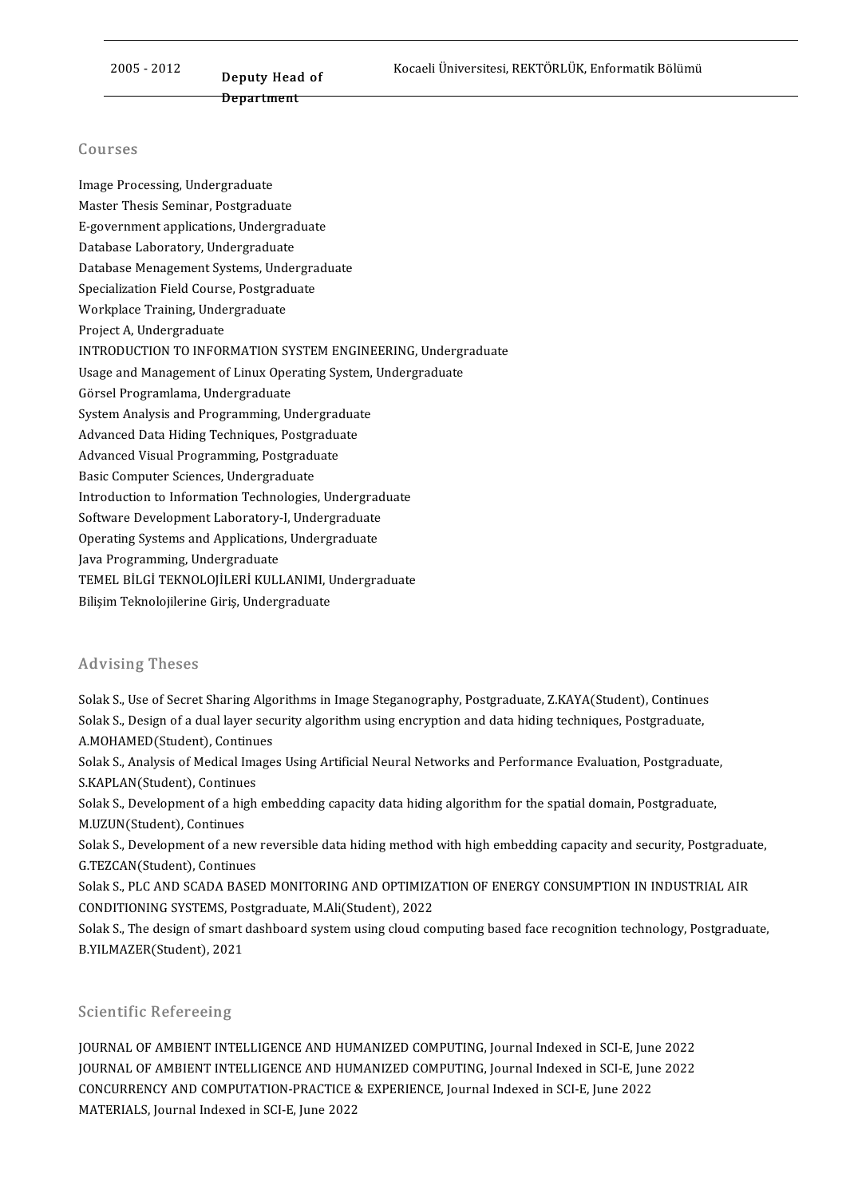| 2005 - 2012 | Deputy Head of Department | Kocaeli Üniversitesi, REKTÖRLÜK, Enformatik Bölümü |
|---|---|---|

## Courses

Image Processing, Undergraduate
Master Thesis Seminar, Postgraduate
E-government applications, Undergraduate
Database Laboratory, Undergraduate
Database Menagement Systems, Undergraduate
Specialization Field Course, Postgraduate
Workplace Training, Undergraduate
Project A, Undergraduate
INTRODUCTION TO INFORMATION SYSTEM ENGINEERING, Undergraduate
Usage and Management of Linux Operating System, Undergraduate
Görsel Programlama, Undergraduate
System Analysis and Programming, Undergraduate
Advanced Data Hiding Techniques, Postgraduate
Advanced Visual Programming, Postgraduate
Basic Computer Sciences, Undergraduate
Introduction to Information Technologies, Undergraduate
Software Development Laboratory-I, Undergraduate
Operating Systems and Applications, Undergraduate
Java Programming, Undergraduate
TEMEL BİLGİ TEKNOLOJİLERİ KULLANIMI, Undergraduate
Bilişim Teknolojilerine Giriş, Undergraduate

## Advising Theses

Solak S., Use of Secret Sharing Algorithms in Image Steganography, Postgraduate, Z.KAYA(Student), Continues

Solak S., Design of a dual layer security algorithm using encryption and data hiding techniques, Postgraduate, A.MOHAMED(Student), Continues

Solak S., Analysis of Medical Images Using Artificial Neural Networks and Performance Evaluation, Postgraduate, S.KAPLAN(Student), Continues

Solak S., Development of a high embedding capacity data hiding algorithm for the spatial domain, Postgraduate, M.UZUN(Student), Continues

Solak S., Development of a new reversible data hiding method with high embedding capacity and security, Postgraduate, G.TEZCAN(Student), Continues

Solak S., PLC AND SCADA BASED MONITORING AND OPTIMIZATION OF ENERGY CONSUMPTION IN INDUSTRIAL AIR CONDITIONING SYSTEMS, Postgraduate, M.Ali(Student), 2022

Solak S., The design of smart dashboard system using cloud computing based face recognition technology, Postgraduate, B.YILMAZER(Student), 2021

## Scientific Refereeing

JOURNAL OF AMBIENT INTELLIGENCE AND HUMANIZED COMPUTING, Journal Indexed in SCI-E, June 2022
JOURNAL OF AMBIENT INTELLIGENCE AND HUMANIZED COMPUTING, Journal Indexed in SCI-E, June 2022
CONCURRENCY AND COMPUTATION-PRACTICE & EXPERIENCE, Journal Indexed in SCI-E, June 2022
MATERIALS, Journal Indexed in SCI-E, June 2022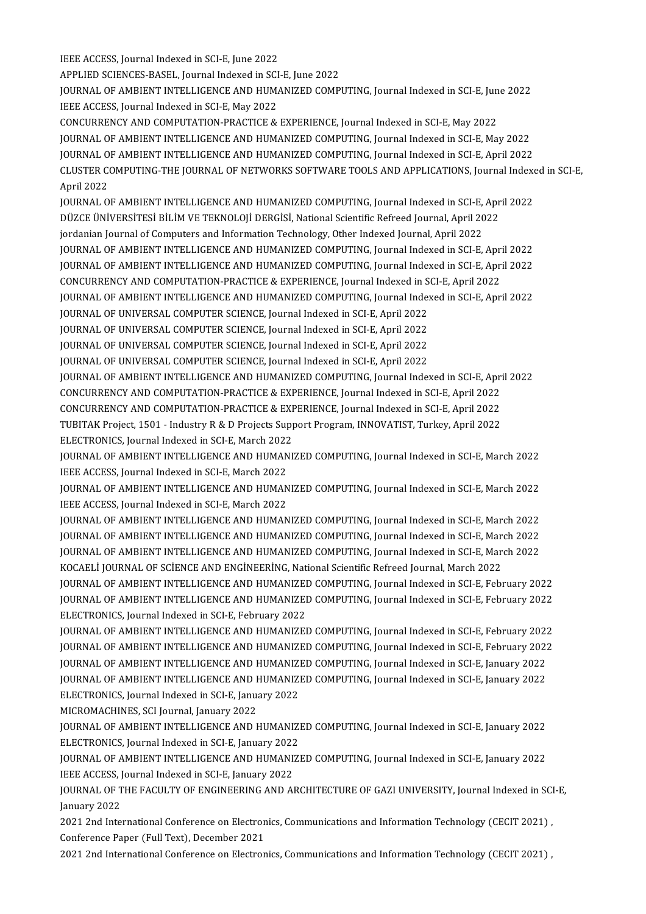IEEE ACCESS, Journal Indexed in SCI-E, June 2022
APPLIED SCIENCES-BASEL, Journal Indexed in SCI-E, June 2022
JOURNAL OF AMBIENT INTELLIGENCE AND HUMANIZED COMPUTING, Journal Indexed in SCI-E, June 2022
IEEE ACCESS, Journal Indexed in SCI-E, May 2022
CONCURRENCY AND COMPUTATION-PRACTICE & EXPERIENCE, Journal Indexed in SCI-E, May 2022
JOURNAL OF AMBIENT INTELLIGENCE AND HUMANIZED COMPUTING, Journal Indexed in SCI-E, May 2022
JOURNAL OF AMBIENT INTELLIGENCE AND HUMANIZED COMPUTING, Journal Indexed in SCI-E, April 2022
CLUSTER COMPUTING-THE JOURNAL OF NETWORKS SOFTWARE TOOLS AND APPLICATIONS, Journal Indexed in SCI-E, April 2022
JOURNAL OF AMBIENT INTELLIGENCE AND HUMANIZED COMPUTING, Journal Indexed in SCI-E, April 2022
DÜZCE ÜNİVERSİTESİ BİLİM VE TEKNOLOJİ DERGİSİ, National Scientific Refreed Journal, April 2022
jordanian Journal of Computers and Information Technology, Other Indexed Journal, April 2022
JOURNAL OF AMBIENT INTELLIGENCE AND HUMANIZED COMPUTING, Journal Indexed in SCI-E, April 2022
JOURNAL OF AMBIENT INTELLIGENCE AND HUMANIZED COMPUTING, Journal Indexed in SCI-E, April 2022
CONCURRENCY AND COMPUTATION-PRACTICE & EXPERIENCE, Journal Indexed in SCI-E, April 2022
JOURNAL OF AMBIENT INTELLIGENCE AND HUMANIZED COMPUTING, Journal Indexed in SCI-E, April 2022
JOURNAL OF UNIVERSAL COMPUTER SCIENCE, Journal Indexed in SCI-E, April 2022
JOURNAL OF UNIVERSAL COMPUTER SCIENCE, Journal Indexed in SCI-E, April 2022
JOURNAL OF UNIVERSAL COMPUTER SCIENCE, Journal Indexed in SCI-E, April 2022
JOURNAL OF UNIVERSAL COMPUTER SCIENCE, Journal Indexed in SCI-E, April 2022
JOURNAL OF AMBIENT INTELLIGENCE AND HUMANIZED COMPUTING, Journal Indexed in SCI-E, April 2022
CONCURRENCY AND COMPUTATION-PRACTICE & EXPERIENCE, Journal Indexed in SCI-E, April 2022
CONCURRENCY AND COMPUTATION-PRACTICE & EXPERIENCE, Journal Indexed in SCI-E, April 2022
TUBITAK Project, 1501 - Industry R & D Projects Support Program, INNOVATIST, Turkey, April 2022
ELECTRONICS, Journal Indexed in SCI-E, March 2022
JOURNAL OF AMBIENT INTELLIGENCE AND HUMANIZED COMPUTING, Journal Indexed in SCI-E, March 2022
IEEE ACCESS, Journal Indexed in SCI-E, March 2022
JOURNAL OF AMBIENT INTELLIGENCE AND HUMANIZED COMPUTING, Journal Indexed in SCI-E, March 2022
IEEE ACCESS, Journal Indexed in SCI-E, March 2022
JOURNAL OF AMBIENT INTELLIGENCE AND HUMANIZED COMPUTING, Journal Indexed in SCI-E, March 2022
JOURNAL OF AMBIENT INTELLIGENCE AND HUMANIZED COMPUTING, Journal Indexed in SCI-E, March 2022
JOURNAL OF AMBIENT INTELLIGENCE AND HUMANIZED COMPUTING, Journal Indexed in SCI-E, March 2022
KOCAELİ JOURNAL OF SCİENCE AND ENGİNEERİNG, National Scientific Refreed Journal, March 2022
JOURNAL OF AMBIENT INTELLIGENCE AND HUMANIZED COMPUTING, Journal Indexed in SCI-E, February 2022
JOURNAL OF AMBIENT INTELLIGENCE AND HUMANIZED COMPUTING, Journal Indexed in SCI-E, February 2022
ELECTRONICS, Journal Indexed in SCI-E, February 2022
JOURNAL OF AMBIENT INTELLIGENCE AND HUMANIZED COMPUTING, Journal Indexed in SCI-E, February 2022
JOURNAL OF AMBIENT INTELLIGENCE AND HUMANIZED COMPUTING, Journal Indexed in SCI-E, February 2022
JOURNAL OF AMBIENT INTELLIGENCE AND HUMANIZED COMPUTING, Journal Indexed in SCI-E, January 2022
JOURNAL OF AMBIENT INTELLIGENCE AND HUMANIZED COMPUTING, Journal Indexed in SCI-E, January 2022
ELECTRONICS, Journal Indexed in SCI-E, January 2022
MICROMACHINES, SCI Journal, January 2022
JOURNAL OF AMBIENT INTELLIGENCE AND HUMANIZED COMPUTING, Journal Indexed in SCI-E, January 2022
ELECTRONICS, Journal Indexed in SCI-E, January 2022
JOURNAL OF AMBIENT INTELLIGENCE AND HUMANIZED COMPUTING, Journal Indexed in SCI-E, January 2022
IEEE ACCESS, Journal Indexed in SCI-E, January 2022
JOURNAL OF THE FACULTY OF ENGINEERING AND ARCHITECTURE OF GAZI UNIVERSITY, Journal Indexed in SCI-E, January 2022
2021 2nd International Conference on Electronics, Communications and Information Technology (CECIT 2021) , Conference Paper (Full Text), December 2021
2021 2nd International Conference on Electronics, Communications and Information Technology (CECIT 2021) ,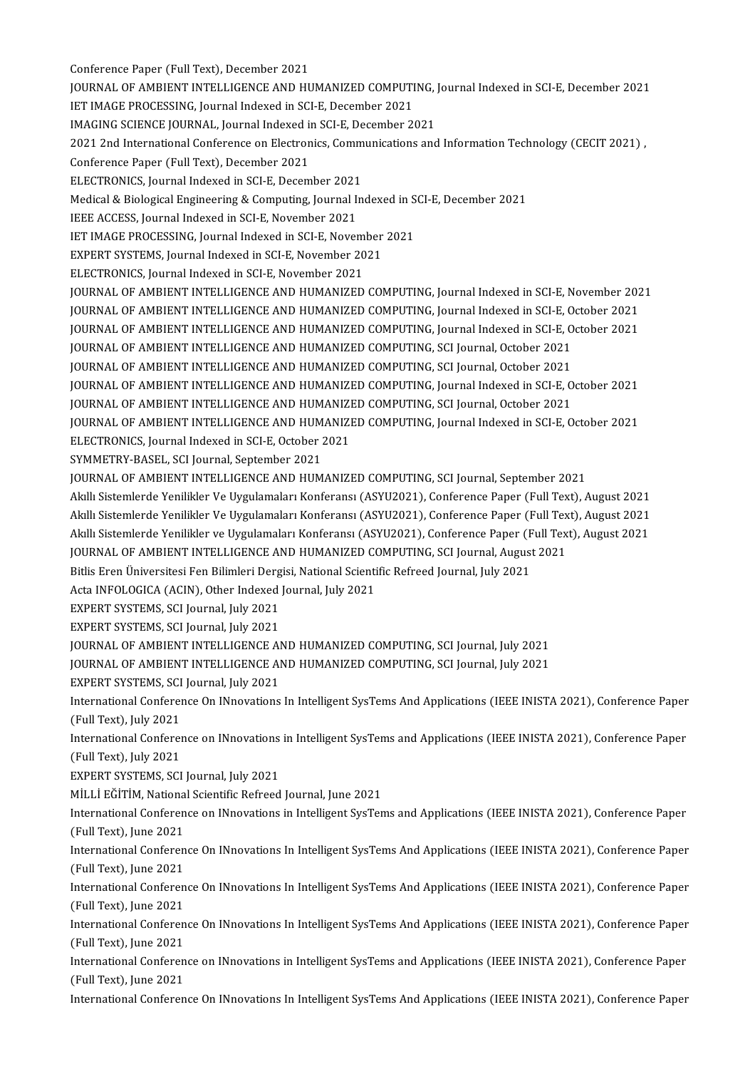Conference Paper (Full Text), December 2021
JOURNAL OF AMBIENT INTELLIGENCE AND HUMANIZED COMPUTING, Journal Indexed in SCI-E, December 2021
IET IMAGE PROCESSING, Journal Indexed in SCI-E, December 2021
IMAGING SCIENCE JOURNAL, Journal Indexed in SCI-E, December 2021
2021 2nd International Conference on Electronics, Communications and Information Technology (CECIT 2021) , Conference Paper (Full Text), December 2021
ELECTRONICS, Journal Indexed in SCI-E, December 2021
Medical & Biological Engineering & Computing, Journal Indexed in SCI-E, December 2021
IEEE ACCESS, Journal Indexed in SCI-E, November 2021
IET IMAGE PROCESSING, Journal Indexed in SCI-E, November 2021
EXPERT SYSTEMS, Journal Indexed in SCI-E, November 2021
ELECTRONICS, Journal Indexed in SCI-E, November 2021
JOURNAL OF AMBIENT INTELLIGENCE AND HUMANIZED COMPUTING, Journal Indexed in SCI-E, November 2021
JOURNAL OF AMBIENT INTELLIGENCE AND HUMANIZED COMPUTING, Journal Indexed in SCI-E, October 2021
JOURNAL OF AMBIENT INTELLIGENCE AND HUMANIZED COMPUTING, Journal Indexed in SCI-E, October 2021
JOURNAL OF AMBIENT INTELLIGENCE AND HUMANIZED COMPUTING, SCI Journal, October 2021
JOURNAL OF AMBIENT INTELLIGENCE AND HUMANIZED COMPUTING, SCI Journal, October 2021
JOURNAL OF AMBIENT INTELLIGENCE AND HUMANIZED COMPUTING, Journal Indexed in SCI-E, October 2021
JOURNAL OF AMBIENT INTELLIGENCE AND HUMANIZED COMPUTING, SCI Journal, October 2021
JOURNAL OF AMBIENT INTELLIGENCE AND HUMANIZED COMPUTING, Journal Indexed in SCI-E, October 2021
ELECTRONICS, Journal Indexed in SCI-E, October 2021
SYMMETRY-BASEL, SCI Journal, September 2021
JOURNAL OF AMBIENT INTELLIGENCE AND HUMANIZED COMPUTING, SCI Journal, September 2021
Akıllı Sistemlerde Yenilikler Ve Uygulamaları Konferansı (ASYU2021), Conference Paper (Full Text), August 2021
Akıllı Sistemlerde Yenilikler Ve Uygulamaları Konferansı (ASYU2021), Conference Paper (Full Text), August 2021
Akıllı Sistemlerde Yenilikler ve Uygulamaları Konferansı (ASYU2021), Conference Paper (Full Text), August 2021
JOURNAL OF AMBIENT INTELLIGENCE AND HUMANIZED COMPUTING, SCI Journal, August 2021
Bitlis Eren Üniversitesi Fen Bilimleri Dergisi, National Scientific Refreed Journal, July 2021
Acta INFOLOGICA (ACIN), Other Indexed Journal, July 2021
EXPERT SYSTEMS, SCI Journal, July 2021
EXPERT SYSTEMS, SCI Journal, July 2021
JOURNAL OF AMBIENT INTELLIGENCE AND HUMANIZED COMPUTING, SCI Journal, July 2021
JOURNAL OF AMBIENT INTELLIGENCE AND HUMANIZED COMPUTING, SCI Journal, July 2021
EXPERT SYSTEMS, SCI Journal, July 2021
International Conference On INnovations In Intelligent SysTems And Applications (IEEE INISTA 2021), Conference Paper (Full Text), July 2021
International Conference on INnovations in Intelligent SysTems and Applications (IEEE INISTA 2021), Conference Paper (Full Text), July 2021
EXPERT SYSTEMS, SCI Journal, July 2021
MİLLİ EĞİTİM, National Scientific Refreed Journal, June 2021
International Conference on INnovations in Intelligent SysTems and Applications (IEEE INISTA 2021), Conference Paper (Full Text), June 2021
International Conference On INnovations In Intelligent SysTems And Applications (IEEE INISTA 2021), Conference Paper (Full Text), June 2021
International Conference On INnovations In Intelligent SysTems And Applications (IEEE INISTA 2021), Conference Paper (Full Text), June 2021
International Conference On INnovations In Intelligent SysTems And Applications (IEEE INISTA 2021), Conference Paper (Full Text), June 2021
International Conference on INnovations in Intelligent SysTems and Applications (IEEE INISTA 2021), Conference Paper (Full Text), June 2021
International Conference On INnovations In Intelligent SysTems And Applications (IEEE INISTA 2021), Conference Paper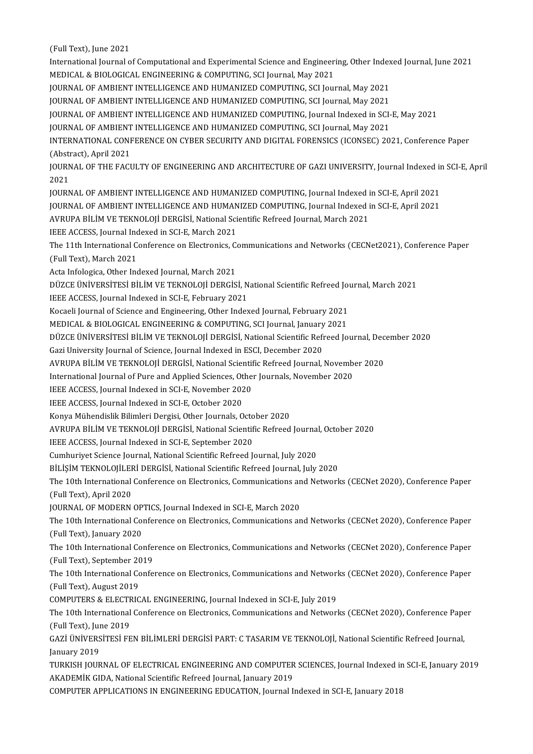(Full Text), June 2021
International Journal of Computational and Experimental Science and Engineering, Other Indexed Journal, June 2021
MEDICAL & BIOLOGICAL ENGINEERING & COMPUTING, SCI Journal, May 2021
JOURNAL OF AMBIENT INTELLIGENCE AND HUMANIZED COMPUTING, SCI Journal, May 2021
JOURNAL OF AMBIENT INTELLIGENCE AND HUMANIZED COMPUTING, SCI Journal, May 2021
JOURNAL OF AMBIENT INTELLIGENCE AND HUMANIZED COMPUTING, Journal Indexed in SCI-E, May 2021
JOURNAL OF AMBIENT INTELLIGENCE AND HUMANIZED COMPUTING, SCI Journal, May 2021
INTERNATIONAL CONFERENCE ON CYBER SECURITY AND DIGITAL FORENSICS (ICONSEC) 2021, Conference Paper (Abstract), April 2021
JOURNAL OF THE FACULTY OF ENGINEERING AND ARCHITECTURE OF GAZI UNIVERSITY, Journal Indexed in SCI-E, April 2021
JOURNAL OF AMBIENT INTELLIGENCE AND HUMANIZED COMPUTING, Journal Indexed in SCI-E, April 2021
JOURNAL OF AMBIENT INTELLIGENCE AND HUMANIZED COMPUTING, Journal Indexed in SCI-E, April 2021
AVRUPA BİLİM VE TEKNOLOJİ DERGİSİ, National Scientific Refreed Journal, March 2021
IEEE ACCESS, Journal Indexed in SCI-E, March 2021
The 11th International Conference on Electronics, Communications and Networks (CECNet2021), Conference Paper (Full Text), March 2021
Acta Infologica, Other Indexed Journal, March 2021
DÜZCE ÜNİVERSİTESİ BİLİM VE TEKNOLOJİ DERGİSİ, National Scientific Refreed Journal, March 2021
IEEE ACCESS, Journal Indexed in SCI-E, February 2021
Kocaeli Journal of Science and Engineering, Other Indexed Journal, February 2021
MEDICAL & BIOLOGICAL ENGINEERING & COMPUTING, SCI Journal, January 2021
DÜZCE ÜNİVERSİTESİ BİLİM VE TEKNOLOJİ DERGİSİ, National Scientific Refreed Journal, December 2020
Gazi University Journal of Science, Journal Indexed in ESCI, December 2020
AVRUPA BİLİM VE TEKNOLOJİ DERGİSİ, National Scientific Refreed Journal, November 2020
International Journal of Pure and Applied Sciences, Other Journals, November 2020
IEEE ACCESS, Journal Indexed in SCI-E, November 2020
IEEE ACCESS, Journal Indexed in SCI-E, October 2020
Konya Mühendislik Bilimleri Dergisi, Other Journals, October 2020
AVRUPA BİLİM VE TEKNOLOJİ DERGİSİ, National Scientific Refreed Journal, October 2020
IEEE ACCESS, Journal Indexed in SCI-E, September 2020
Cumhuriyet Science Journal, National Scientific Refreed Journal, July 2020
BİLİŞİM TEKNOLOJİLERİ DERGİSİ, National Scientific Refreed Journal, July 2020
The 10th International Conference on Electronics, Communications and Networks (CECNet 2020), Conference Paper (Full Text), April 2020
JOURNAL OF MODERN OPTICS, Journal Indexed in SCI-E, March 2020
The 10th International Conference on Electronics, Communications and Networks (CECNet 2020), Conference Paper (Full Text), January 2020
The 10th International Conference on Electronics, Communications and Networks (CECNet 2020), Conference Paper (Full Text), September 2019
The 10th International Conference on Electronics, Communications and Networks (CECNet 2020), Conference Paper (Full Text), August 2019
COMPUTERS & ELECTRICAL ENGINEERING, Journal Indexed in SCI-E, July 2019
The 10th International Conference on Electronics, Communications and Networks (CECNet 2020), Conference Paper (Full Text), June 2019
GAZİ ÜNİVERSİTESİ FEN BİLİMLERİ DERGİSİ PART: C TASARIM VE TEKNOLOJİ, National Scientific Refreed Journal, January 2019
TURKISH JOURNAL OF ELECTRICAL ENGINEERING AND COMPUTER SCIENCES, Journal Indexed in SCI-E, January 2019
AKADEMİK GIDA, National Scientific Refreed Journal, January 2019
COMPUTER APPLICATIONS IN ENGINEERING EDUCATION, Journal Indexed in SCI-E, January 2018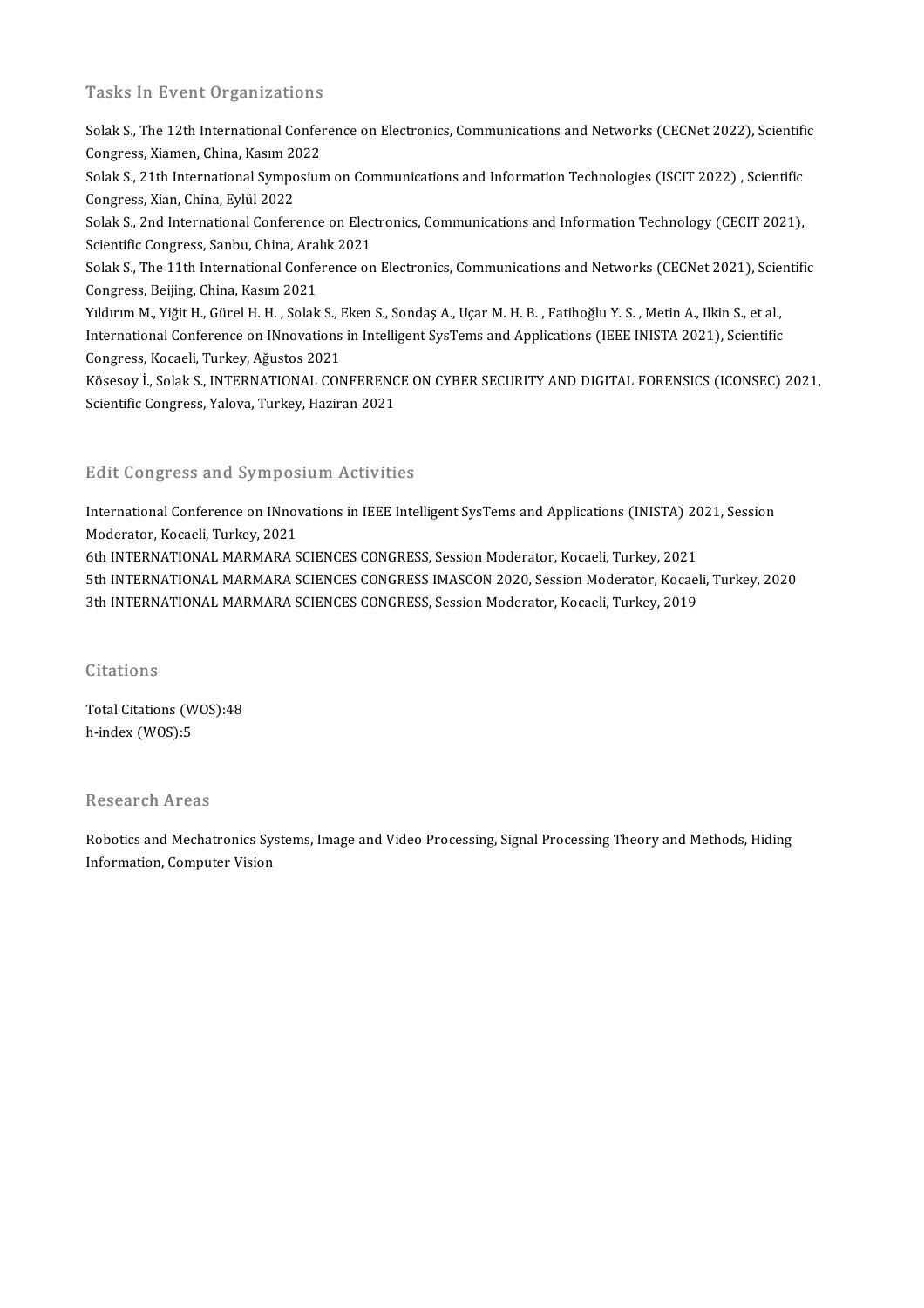## Tasks In Event Organizations

Solak S., The 12th International Conference on Electronics, Communications and Networks (CECNet 2022), Scientific Congress, Xiamen, China, Kasım 2022

Solak S., 21th International Symposium on Communications and Information Technologies (ISCIT 2022) , Scientific Congress, Xian, China, Eylül 2022

Solak S., 2nd International Conference on Electronics, Communications and Information Technology (CECIT 2021), Scientific Congress, Sanbu, China, Aralık 2021

Solak S., The 11th International Conference on Electronics, Communications and Networks (CECNet 2021), Scientific Congress, Beijing, China, Kasım 2021

Yıldırım M., Yiğit H., Gürel H. H. , Solak S., Eken S., Sondaş A., Uçar M. H. B. , Fatihoğlu Y. S. , Metin A., Ilkin S., et al., International Conference on INnovations in Intelligent SysTems and Applications (IEEE INISTA 2021), Scientific Congress, Kocaeli, Turkey, Ağustos 2021

Kösesoy İ., Solak S., INTERNATIONAL CONFERENCE ON CYBER SECURITY AND DIGITAL FORENSICS (ICONSEC) 2021, Scientific Congress, Yalova, Turkey, Haziran 2021

## Edit Congress and Symposium Activities

International Conference on INnovations in IEEE Intelligent SysTems and Applications (INISTA) 2021, Session Moderator, Kocaeli, Turkey, 2021

6th INTERNATIONAL MARMARA SCIENCES CONGRESS, Session Moderator, Kocaeli, Turkey, 2021

5th INTERNATIONAL MARMARA SCIENCES CONGRESS IMASCON 2020, Session Moderator, Kocaeli, Turkey, 2020

3th INTERNATIONAL MARMARA SCIENCES CONGRESS, Session Moderator, Kocaeli, Turkey, 2019

## Citations

Total Citations (WOS):48
h-index (WOS):5

## Research Areas

Robotics and Mechatronics Systems, Image and Video Processing, Signal Processing Theory and Methods, Hiding Information, Computer Vision